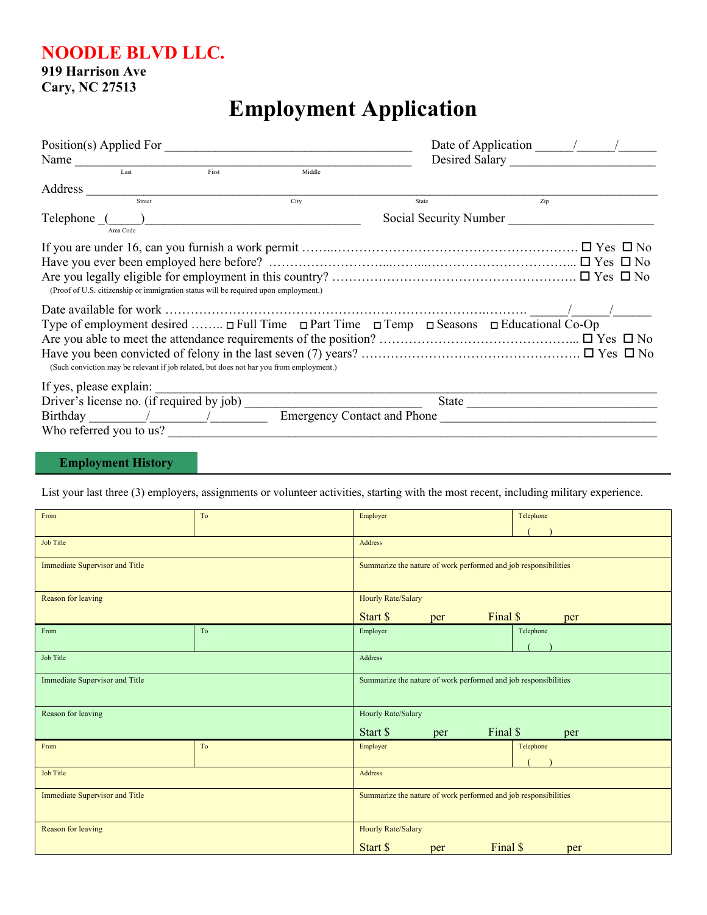# NOODLE BLVD LLC.

**919 Harrison Ave**
**Cary, NC 27513**

# Employment Application

Position(s) Applied For ______________________________________ Date of Application ______/______/______

Name ______________________________________________________ Desired Salary ______________________
Last First Middle

Address ________________________________________________________________________________________
Street City State Zip

Telephone _(_____)_________________________________ Social Security Number ______________________
Area Code

If you are under 16, can you furnish a work permit ……………………………………………………………… ☐ Yes ☐ No

Have you ever been employed here before? ……………………………………………………………………… ☐ Yes ☐ No

Are you legally eligible for employment in this country? ………………………………………………………… ☐ Yes ☐ No

(Proof of U.S. citizenship or immigration status will be required upon employment.)

Date available for work ……………………………………………………………………………………. ______/______/______

Type of employment desired …….. ☐ Full Time ☐ Part Time ☐ Temp ☐ Seasons ☐ Educational Co-Op

Are you able to meet the attendance requirements of the position? …………………………………………... ☐ Yes ☐ No

Have you been convicted of felony in the last seven (7) years? ……………………………………………. ☐ Yes ☐ No

(Such conviction may be relevant if job related, but does not bar you from employment.)

If yes, please explain: __________________________________________________________________________

Driver's license no. (if required by job) ___________________________ State ______________________________

Birthday ________/________/________ Emergency Contact and Phone _________________________________

Who referred you to us? ___________________________________________________________________________

## Employment History

List your last three (3) employers, assignments or volunteer activities, starting with the most recent, including military experience.

| From | To | Employer | Telephone ( ) |
|---|---|---|---|
| Job Title | | Address | |
| Immediate Supervisor and Title | | Summarize the nature of work performed and job responsibilities | |
| Reason for leaving | | Hourly Rate/Salary<br>Start $ per Final $ per | |

| From | To | Employer | Telephone ( ) |
|---|---|---|---|
| Job Title | | Address | |
| Immediate Supervisor and Title | | Summarize the nature of work performed and job responsibilities | |
| Reason for leaving | | Hourly Rate/Salary<br>Start $ per Final $ per | |

| From | To | Employer | Telephone ( ) |
|---|---|---|---|
| Job Title | | Address | |
| Immediate Supervisor and Title | | Summarize the nature of work performed and job responsibilities | |
| Reason for leaving | | Hourly Rate/Salary<br>Start $ per Final $ per | |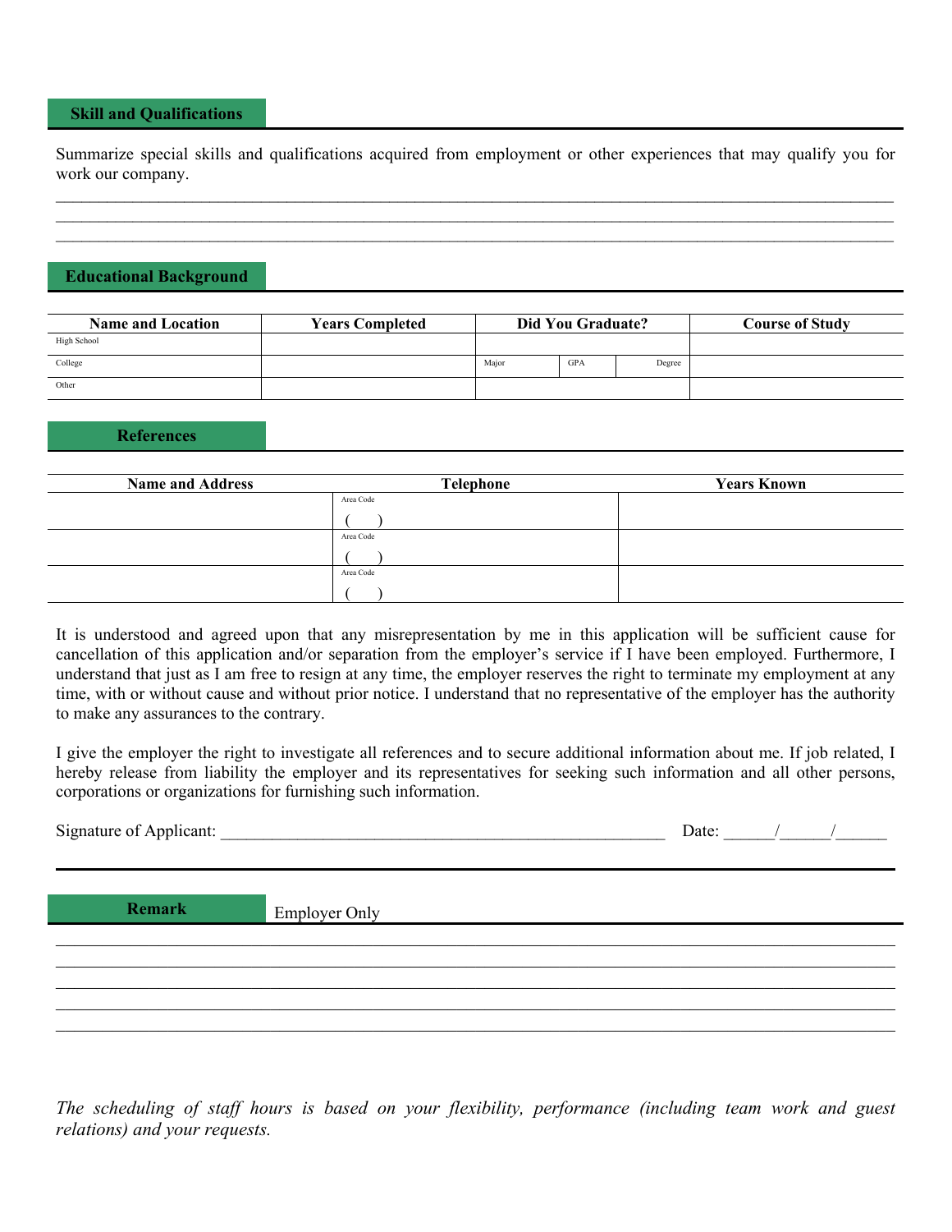## Skill and Qualifications

Summarize special skills and qualifications acquired from employment or other experiences that may qualify you for work our company.

\_\_\_\_\_\_\_\_\_\_\_\_\_\_\_\_\_\_\_\_\_\_\_\_\_\_\_\_\_\_\_\_\_\_\_\_\_\_\_\_\_\_\_\_\_\_\_\_\_\_\_\_\_\_\_\_\_\_\_\_\_\_\_\_\_\_\_\_\_\_\_\_\_\_\_\_\_\_\_\_
\_\_\_\_\_\_\_\_\_\_\_\_\_\_\_\_\_\_\_\_\_\_\_\_\_\_\_\_\_\_\_\_\_\_\_\_\_\_\_\_\_\_\_\_\_\_\_\_\_\_\_\_\_\_\_\_\_\_\_\_\_\_\_\_\_\_\_\_\_\_\_\_\_\_\_\_\_\_\_\_
\_\_\_\_\_\_\_\_\_\_\_\_\_\_\_\_\_\_\_\_\_\_\_\_\_\_\_\_\_\_\_\_\_\_\_\_\_\_\_\_\_\_\_\_\_\_\_\_\_\_\_\_\_\_\_\_\_\_\_\_\_\_\_\_\_\_\_\_\_\_\_\_\_\_\_\_\_\_\_\_

## Educational Background

| Name and Location | Years Completed | Did You Graduate? | | | Course of Study |
|---|---|---|---|---|---|
| High School | | | | | |
| College | | Major | GPA | Degree | |
| Other | | | | | |

## References

| Name and Address | Telephone | Years Known |
|---|---|---|
| | Area Code ( ) | |
| | Area Code ( ) | |
| | Area Code ( ) | |

It is understood and agreed upon that any misrepresentation by me in this application will be sufficient cause for cancellation of this application and/or separation from the employer's service if I have been employed. Furthermore, I understand that just as I am free to resign at any time, the employer reserves the right to terminate my employment at any time, with or without cause and without prior notice. I understand that no representative of the employer has the authority to make any assurances to the contrary.

I give the employer the right to investigate all references and to secure additional information about me. If job related, I hereby release from liability the employer and its representatives for seeking such information and all other persons, corporations or organizations for furnishing such information.

Signature of Applicant: \_\_\_\_\_\_\_\_\_\_\_\_\_\_\_\_\_\_\_\_\_\_\_\_\_\_\_\_\_\_\_\_\_\_\_\_\_\_\_\_\_\_\_\_\_\_\_\_\_\_\_ Date: \_\_\_\_\_\_/\_\_\_\_\_\_/\_\_\_\_\_\_

## Remark

Employer Only

\_\_\_\_\_\_\_\_\_\_\_\_\_\_\_\_\_\_\_\_\_\_\_\_\_\_\_\_\_\_\_\_\_\_\_\_\_\_\_\_\_\_\_\_\_\_\_\_\_\_\_\_\_\_\_\_\_\_\_\_\_\_\_\_\_\_\_\_\_\_\_\_\_\_\_\_\_\_\_\_
\_\_\_\_\_\_\_\_\_\_\_\_\_\_\_\_\_\_\_\_\_\_\_\_\_\_\_\_\_\_\_\_\_\_\_\_\_\_\_\_\_\_\_\_\_\_\_\_\_\_\_\_\_\_\_\_\_\_\_\_\_\_\_\_\_\_\_\_\_\_\_\_\_\_\_\_\_\_\_\_
\_\_\_\_\_\_\_\_\_\_\_\_\_\_\_\_\_\_\_\_\_\_\_\_\_\_\_\_\_\_\_\_\_\_\_\_\_\_\_\_\_\_\_\_\_\_\_\_\_\_\_\_\_\_\_\_\_\_\_\_\_\_\_\_\_\_\_\_\_\_\_\_\_\_\_\_\_\_\_\_
\_\_\_\_\_\_\_\_\_\_\_\_\_\_\_\_\_\_\_\_\_\_\_\_\_\_\_\_\_\_\_\_\_\_\_\_\_\_\_\_\_\_\_\_\_\_\_\_\_\_\_\_\_\_\_\_\_\_\_\_\_\_\_\_\_\_\_\_\_\_\_\_\_\_\_\_\_\_\_\_
\_\_\_\_\_\_\_\_\_\_\_\_\_\_\_\_\_\_\_\_\_\_\_\_\_\_\_\_\_\_\_\_\_\_\_\_\_\_\_\_\_\_\_\_\_\_\_\_\_\_\_\_\_\_\_\_\_\_\_\_\_\_\_\_\_\_\_\_\_\_\_\_\_\_\_\_\_\_\_\_

*The scheduling of staff hours is based on your flexibility, performance (including team work and guest relations) and your requests.*